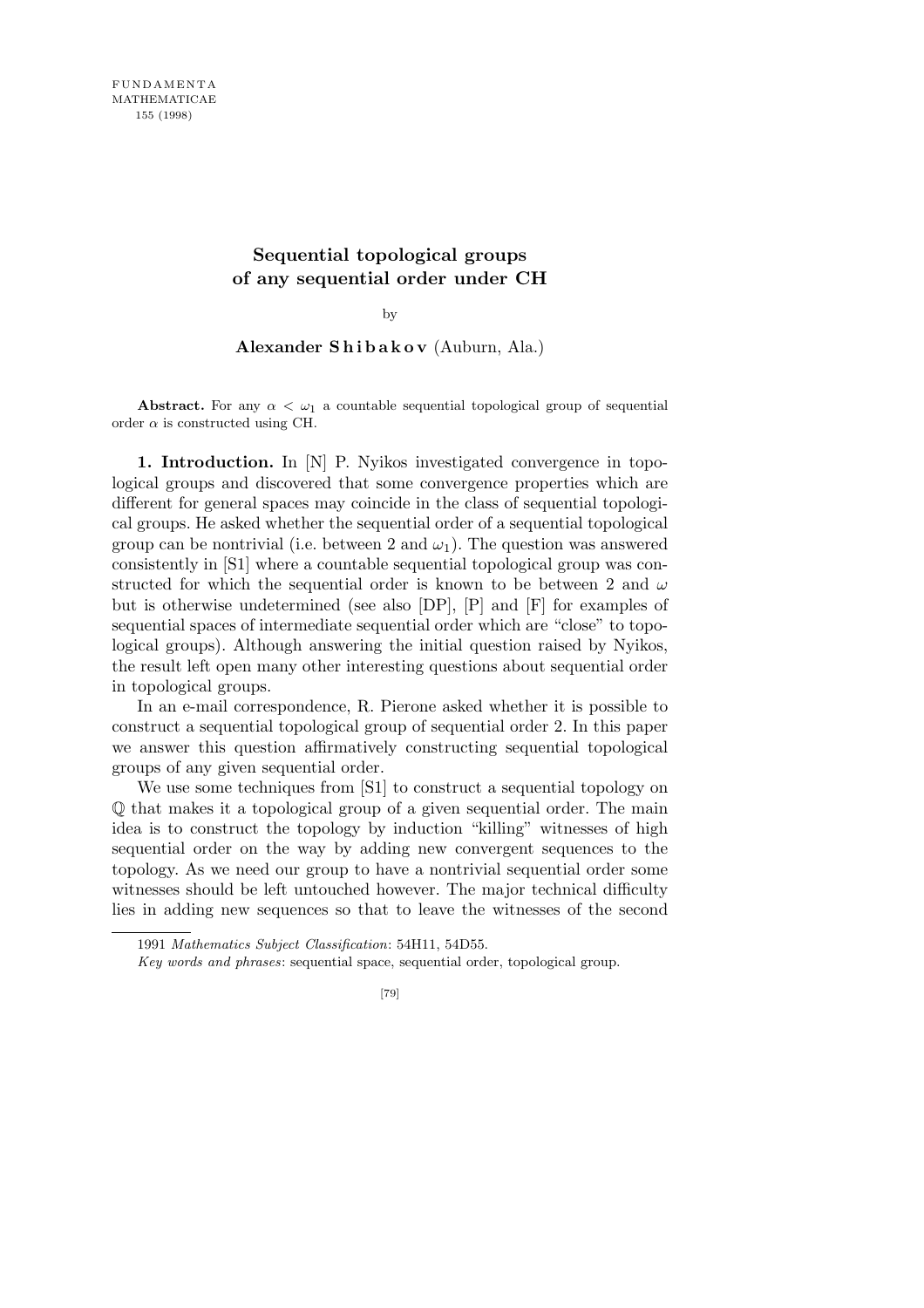# Sequential topological groups of any sequential order under CH

by

**Alexander Shibakov** (Auburn, Ala.)

**Abstract.** For any $\alpha < \omega_1$ a countable sequential topological group of sequential order $\alpha$ is constructed using CH.

**1. Introduction.** In [N] P. Nyikos investigated convergence in topological groups and discovered that some convergence properties which are different for general spaces may coincide in the class of sequential topological groups. He asked whether the sequential order of a sequential topological group can be nontrivial (i.e. between 2 and $\omega_1$). The question was answered consistently in [S1] where a countable sequential topological group was constructed for which the sequential order is known to be between 2 and $\omega$ but is otherwise undetermined (see also [DP], [P] and [F] for examples of sequential spaces of intermediate sequential order which are "close" to topological groups). Although answering the initial question raised by Nyikos, the result left open many other interesting questions about sequential order in topological groups.

In an e-mail correspondence, R. Pierone asked whether it is possible to construct a sequential topological group of sequential order 2. In this paper we answer this question affirmatively constructing sequential topological groups of any given sequential order.

We use some techniques from [S1] to construct a sequential topology on $\mathbb{Q}$ that makes it a topological group of a given sequential order. The main idea is to construct the topology by induction "killing" witnesses of high sequential order on the way by adding new convergent sequences to the topology. As we need our group to have a nontrivial sequential order some witnesses should be left untouched however. The major technical difficulty lies in adding new sequences so that to leave the witnesses of the second

---

1991 *Mathematics Subject Classification*: 54H11, 54D55.

*Key words and phrases*: sequential space, sequential order, topological group.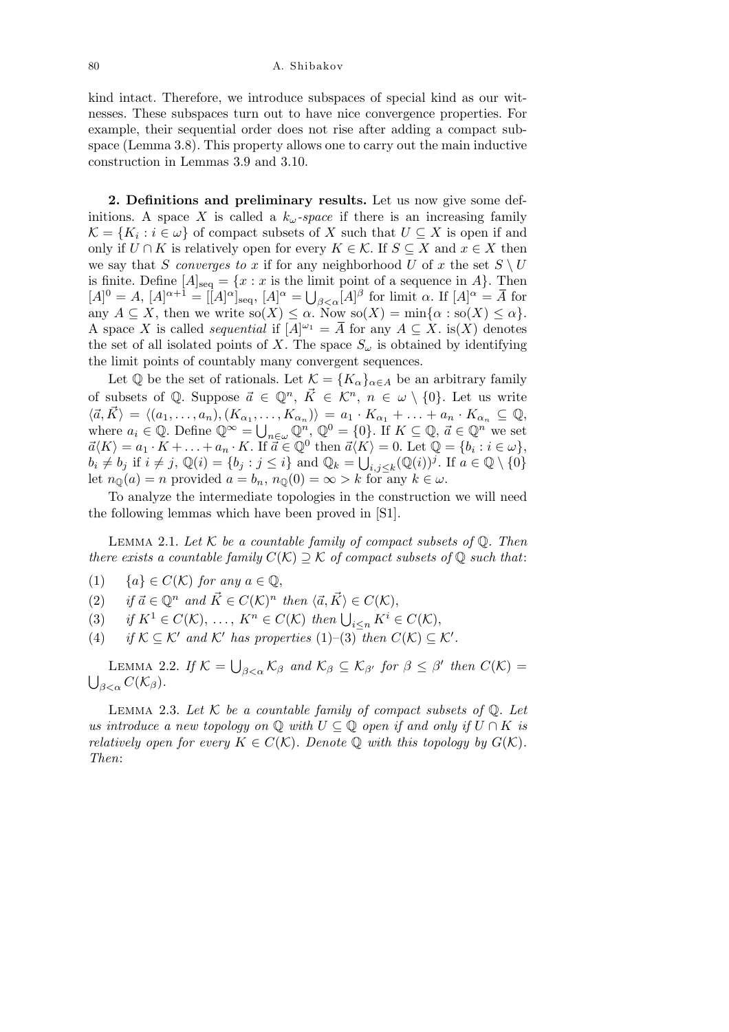kind intact. Therefore, we introduce subspaces of special kind as our witnesses. These subspaces turn out to have nice convergence properties. For example, their sequential order does not rise after adding a compact subspace (Lemma 3.8). This property allows one to carry out the main inductive construction in Lemmas 3.9 and 3.10.

**2. Definitions and preliminary results.** Let us now give some definitions. A space $X$ is called a *$k_\omega$-space* if there is an increasing family $\mathcal{K} = \{K_i : i \in \omega\}$ of compact subsets of $X$ such that $U \subseteq X$ is open if and only if $U \cap K$ is relatively open for every $K \in \mathcal{K}$. If $S \subseteq X$ and $x \in X$ then we say that $S$ *converges to* $x$ if for any neighborhood $U$ of $x$ the set $S \setminus U$ is finite. Define $[A]_{\mathrm{seq}} = \{x : x$ is the limit point of a sequence in $A\}$. Then $[A]^0 = A$, $[A]^{\alpha+1} = [[A]^\alpha]_{\mathrm{seq}}$, $[A]^\alpha = \bigcup_{\beta<\alpha}[A]^\beta$ for limit $\alpha$. If $[A]^\alpha = \overline{A}$ for any $A \subseteq X$, then we write $\mathrm{so}(X) \leq \alpha$. Now $\mathrm{so}(X) = \min\{\alpha : \mathrm{so}(X) \leq \alpha\}$. A space $X$ is called *sequential* if $[A]^{\omega_1} = \overline{A}$ for any $A \subseteq X$. $\mathrm{is}(X)$ denotes the set of all isolated points of $X$. The space $S_\omega$ is obtained by identifying the limit points of countably many convergent sequences.

Let $\mathbb{Q}$ be the set of rationals. Let $\mathcal{K} = \{K_\alpha\}_{\alpha\in A}$ be an arbitrary family of subsets of $\mathbb{Q}$. Suppose $\vec{a} \in \mathbb{Q}^n$, $\vec{K} \in \mathcal{K}^n$, $n \in \omega \setminus \{0\}$. Let us write $\langle \vec{a}, \vec{K}\rangle = \langle (a_1, \ldots, a_n), (K_{\alpha_1}, \ldots, K_{\alpha_n})\rangle = a_1 \cdot K_{\alpha_1} + \ldots + a_n \cdot K_{\alpha_n} \subseteq \mathbb{Q}$, where $a_i \in \mathbb{Q}$. Define $\mathbb{Q}^\infty = \bigcup_{n\in\omega}\mathbb{Q}^n$, $\mathbb{Q}^0 = \{0\}$. If $K \subseteq \mathbb{Q}$, $\vec{a} \in \mathbb{Q}^n$ we set $\vec{a}\langle K\rangle = a_1 \cdot K + \ldots + a_n \cdot K$. If $\vec{a} \in \mathbb{Q}^0$ then $\vec{a}\langle K\rangle = 0$. Let $\mathbb{Q} = \{b_i : i \in \omega\}$, $b_i \neq b_j$ if $i \neq j$, $\mathbb{Q}(i) = \{b_j : j \leq i\}$ and $\mathbb{Q}_k = \bigcup_{i,j\leq k}(\mathbb{Q}(i))^j$. If $a \in \mathbb{Q} \setminus \{0\}$ let $n_{\mathbb{Q}}(a) = n$ provided $a = b_n$, $n_{\mathbb{Q}}(0) = \infty > k$ for any $k \in \omega$.

To analyze the intermediate topologies in the construction we will need the following lemmas which have been proved in [S1].

Lemma 2.1. *Let $\mathcal{K}$ be a countable family of compact subsets of $\mathbb{Q}$. Then there exists a countable family $C(\mathcal{K}) \supseteq \mathcal{K}$ of compact subsets of $\mathbb{Q}$ such that*:

(1) $\{a\} \in C(\mathcal{K})$ *for any* $a \in \mathbb{Q}$,

(2) *if* $\vec{a} \in \mathbb{Q}^n$ *and* $\vec{K} \in C(\mathcal{K})^n$ *then* $\langle \vec{a}, \vec{K}\rangle \in C(\mathcal{K})$,

(3) *if* $K^1 \in C(\mathcal{K}), \ldots, K^n \in C(\mathcal{K})$ *then* $\bigcup_{i\leq n} K^i \in C(\mathcal{K})$,

(4) *if* $\mathcal{K} \subseteq \mathcal{K}'$ *and* $\mathcal{K}'$ *has properties* (1)–(3) *then* $C(\mathcal{K}) \subseteq \mathcal{K}'$.

Lemma 2.2. *If* $\mathcal{K} = \bigcup_{\beta<\alpha}\mathcal{K}_\beta$ *and* $\mathcal{K}_\beta \subseteq \mathcal{K}_{\beta'}$ *for* $\beta \leq \beta'$ *then* $C(\mathcal{K}) = \bigcup_{\beta<\alpha} C(\mathcal{K}_\beta)$.

Lemma 2.3. *Let $\mathcal{K}$ be a countable family of compact subsets of $\mathbb{Q}$. Let us introduce a new topology on $\mathbb{Q}$ with $U \subseteq \mathbb{Q}$ open if and only if $U \cap K$ is relatively open for every $K \in C(\mathcal{K})$. Denote $\mathbb{Q}$ with this topology by $G(\mathcal{K})$. Then*: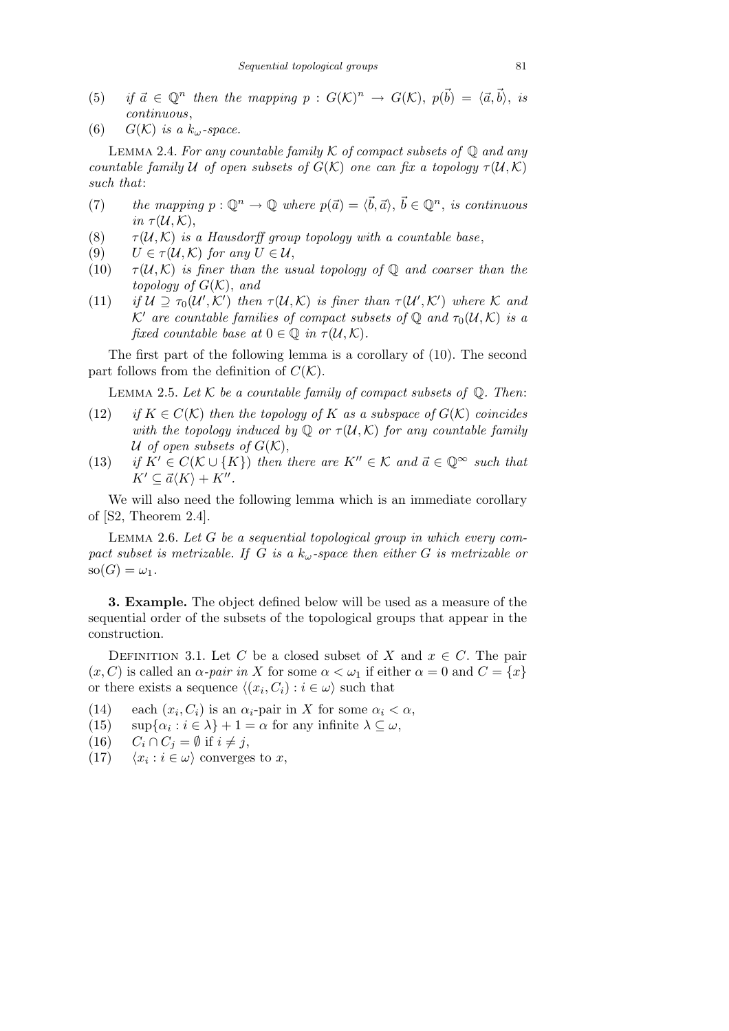(5) *if* $\vec{a} \in \mathbb{Q}^n$ *then the mapping* $p : G(\mathcal{K})^n \to G(\mathcal{K})$, $p(\vec{b}) = \langle \vec{a}, \vec{b} \rangle$, *is continuous*,

(6) $G(\mathcal{K})$ *is a* $k_\omega$*-space.*

Lemma 2.4. *For any countable family* $\mathcal{K}$ *of compact subsets of* $\mathbb{Q}$ *and any countable family* $\mathcal{U}$ *of open subsets of* $G(\mathcal{K})$ *one can fix a topology* $\tau(\mathcal{U}, \mathcal{K})$ *such that*:

(7) *the mapping* $p : \mathbb{Q}^n \to \mathbb{Q}$ *where* $p(\vec{a}) = \langle \vec{b}, \vec{a} \rangle$, $\vec{b} \in \mathbb{Q}^n$, *is continuous in* $\tau(\mathcal{U}, \mathcal{K})$,

(8) $\tau(\mathcal{U}, \mathcal{K})$ *is a Hausdorff group topology with a countable base*,

(9) $U \in \tau(\mathcal{U}, \mathcal{K})$ *for any* $U \in \mathcal{U}$,

(10) $\tau(\mathcal{U}, \mathcal{K})$ *is finer than the usual topology of* $\mathbb{Q}$ *and coarser than the topology of* $G(\mathcal{K})$, *and*

(11) *if* $\mathcal{U} \supseteq \tau_0(\mathcal{U}', \mathcal{K}')$ *then* $\tau(\mathcal{U}, \mathcal{K})$ *is finer than* $\tau(\mathcal{U}', \mathcal{K}')$ *where* $\mathcal{K}$ *and* $\mathcal{K}'$ *are countable families of compact subsets of* $\mathbb{Q}$ *and* $\tau_0(\mathcal{U}, \mathcal{K})$ *is a fixed countable base at* $0 \in \mathbb{Q}$ *in* $\tau(\mathcal{U}, \mathcal{K})$.

The first part of the following lemma is a corollary of (10). The second part follows from the definition of $C(\mathcal{K})$.

Lemma 2.5. *Let* $\mathcal{K}$ *be a countable family of compact subsets of* $\mathbb{Q}$. *Then*:

(12) *if* $K \in C(\mathcal{K})$ *then the topology of* $K$ *as a subspace of* $G(\mathcal{K})$ *coincides with the topology induced by* $\mathbb{Q}$ *or* $\tau(\mathcal{U}, \mathcal{K})$ *for any countable family* $\mathcal{U}$ *of open subsets of* $G(\mathcal{K})$,

(13) *if* $K' \in C(\mathcal{K} \cup \{K\})$ *then there are* $K'' \in \mathcal{K}$ *and* $\vec{a} \in \mathbb{Q}^\infty$ *such that* $K' \subseteq \vec{a}\langle K \rangle + K''$.

We will also need the following lemma which is an immediate corollary of [S2, Theorem 2.4].

Lemma 2.6. *Let* $G$ *be a sequential topological group in which every compact subset is metrizable. If* $G$ *is a* $k_\omega$*-space then either* $G$ *is metrizable or* $\mathrm{so}(G) = \omega_1$.

**3. Example.** The object defined below will be used as a measure of the sequential order of the subsets of the topological groups that appear in the construction.

Definition 3.1. Let $C$ be a closed subset of $X$ and $x \in C$. The pair $(x, C)$ is called an *$\alpha$-pair in* $X$ for some $\alpha < \omega_1$ if either $\alpha = 0$ and $C = \{x\}$ or there exists a sequence $\langle (x_i, C_i) : i \in \omega \rangle$ such that

(14) each $(x_i, C_i)$ is an $\alpha_i$-pair in $X$ for some $\alpha_i < \alpha$,

(15) $\sup\{\alpha_i : i \in \lambda\} + 1 = \alpha$ for any infinite $\lambda \subseteq \omega$,

(16) $C_i \cap C_j = \emptyset$ if $i \neq j$,

(17) $\langle x_i : i \in \omega \rangle$ converges to $x$,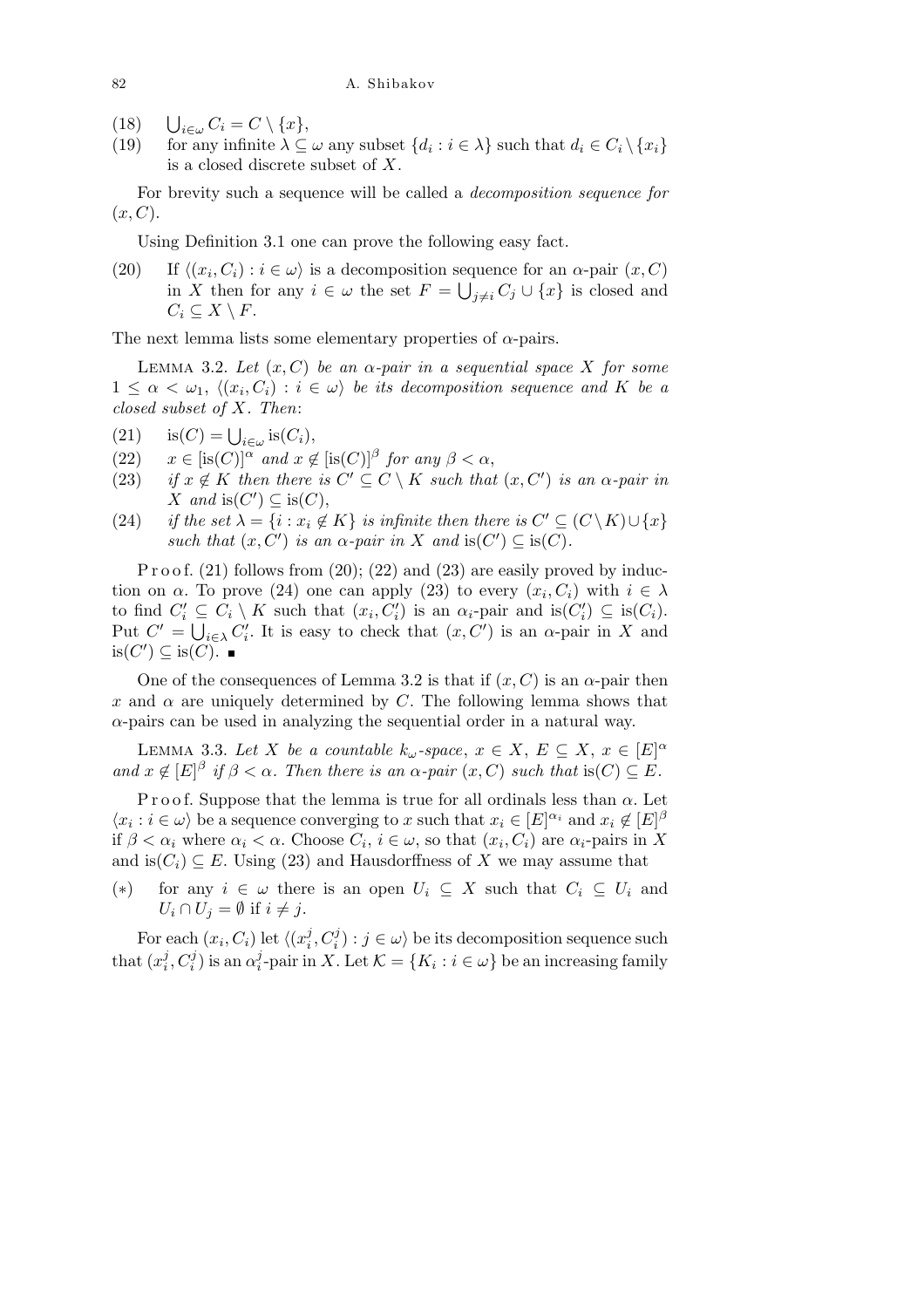(18) $\bigcup_{i\in\omega} C_i = C \setminus \{x\}$,

(19) for any infinite $\lambda \subseteq \omega$ any subset $\{d_i : i \in \lambda\}$ such that $d_i \in C_i \setminus \{x_i\}$ is a closed discrete subset of $X$.

For brevity such a sequence will be called a *decomposition sequence for* $(x, C)$.

Using Definition 3.1 one can prove the following easy fact.

(20) If $\langle (x_i, C_i) : i \in \omega\rangle$ is a decomposition sequence for an $\alpha$-pair $(x, C)$ in $X$ then for any $i \in \omega$ the set $F = \bigcup_{j\neq i} C_j \cup \{x\}$ is closed and $C_i \subseteq X \setminus F$.

The next lemma lists some elementary properties of $\alpha$-pairs.

LEMMA 3.2. *Let $(x, C)$ be an $\alpha$-pair in a sequential space $X$ for some $1 \le \alpha < \omega_1$, $\langle (x_i, C_i) : i \in \omega\rangle$ be its decomposition sequence and $K$ be a closed subset of $X$. Then*:

(21) $\operatorname{is}(C) = \bigcup_{i\in\omega} \operatorname{is}(C_i)$,

(22) $x \in [\operatorname{is}(C)]^\alpha$ *and* $x \notin [\operatorname{is}(C)]^\beta$ *for any* $\beta < \alpha$,

(23) *if* $x \notin K$ *then there is* $C' \subseteq C \setminus K$ *such that* $(x, C')$ *is an* $\alpha$*-pair in* $X$ *and* $\operatorname{is}(C') \subseteq \operatorname{is}(C)$,

(24) *if the set* $\lambda = \{i : x_i \notin K\}$ *is infinite then there is* $C' \subseteq (C \setminus K) \cup \{x\}$ *such that* $(x, C')$ *is an* $\alpha$*-pair in* $X$ *and* $\operatorname{is}(C') \subseteq \operatorname{is}(C)$.

Proof. (21) follows from (20); (22) and (23) are easily proved by induction on $\alpha$. To prove (24) one can apply (23) to every $(x_i, C_i)$ with $i \in \lambda$ to find $C_i' \subseteq C_i \setminus K$ such that $(x_i, C_i')$ is an $\alpha_i$-pair and $\operatorname{is}(C_i') \subseteq \operatorname{is}(C_i)$. Put $C' = \bigcup_{i\in\lambda} C_i'$. It is easy to check that $(x, C')$ is an $\alpha$-pair in $X$ and $\operatorname{is}(C') \subseteq \operatorname{is}(C)$. ∎

One of the consequences of Lemma 3.2 is that if $(x, C)$ is an $\alpha$-pair then $x$ and $\alpha$ are uniquely determined by $C$. The following lemma shows that $\alpha$-pairs can be used in analyzing the sequential order in a natural way.

LEMMA 3.3. *Let $X$ be a countable $k_\omega$-space, $x \in X$, $E \subseteq X$, $x \in [E]^\alpha$ and $x \notin [E]^\beta$ if $\beta < \alpha$. Then there is an $\alpha$-pair $(x, C)$ such that* $\operatorname{is}(C) \subseteq E$.

Proof. Suppose that the lemma is true for all ordinals less than $\alpha$. Let $\langle x_i : i \in \omega\rangle$ be a sequence converging to $x$ such that $x_i \in [E]^{\alpha_i}$ and $x_i \notin [E]^\beta$ if $\beta < \alpha_i$ where $\alpha_i < \alpha$. Choose $C_i$, $i \in \omega$, so that $(x_i, C_i)$ are $\alpha_i$-pairs in $X$ and $\operatorname{is}(C_i) \subseteq E$. Using (23) and Hausdorffness of $X$ we may assume that

(∗) for any $i \in \omega$ there is an open $U_i \subseteq X$ such that $C_i \subseteq U_i$ and $U_i \cap U_j = \emptyset$ if $i \neq j$.

For each $(x_i, C_i)$ let $\langle (x_i^j, C_i^j) : j \in \omega\rangle$ be its decomposition sequence such that $(x_i^j, C_i^j)$ is an $\alpha_i^j$-pair in $X$. Let $\mathcal{K} = \{K_i : i \in \omega\}$ be an increasing family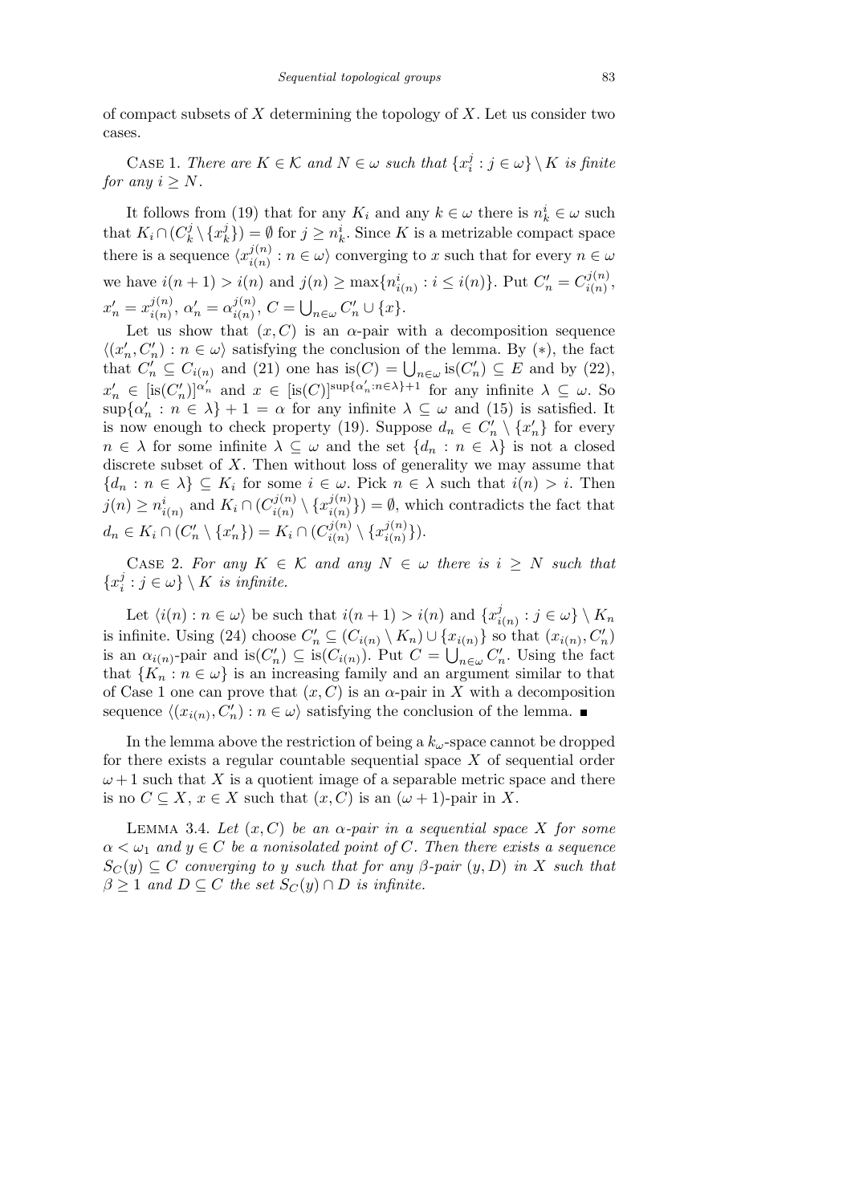of compact subsets of $X$ determining the topology of $X$. Let us consider two cases.

Case 1. *There are $K \in \mathcal{K}$ and $N \in \omega$ such that $\{x_i^j : j \in \omega\} \setminus K$ is finite for any $i \geq N$.*

It follows from (19) that for any $K_i$ and any $k \in \omega$ there is $n_k^i \in \omega$ such that $K_i \cap (C_k^j \setminus \{x_k^j\}) = \emptyset$ for $j \geq n_k^i$. Since $K$ is a metrizable compact space there is a sequence $\langle x_{i(n)}^{j(n)} : n \in \omega \rangle$ converging to $x$ such that for every $n \in \omega$ we have $i(n+1) > i(n)$ and $j(n) \geq \max\{n_{i(n)}^i : i \leq i(n)\}$. Put $C_n' = C_{i(n)}^{j(n)}$, $x_n' = x_{i(n)}^{j(n)}$, $\alpha_n' = \alpha_{i(n)}^{j(n)}$, $C = \bigcup_{n \in \omega} C_n' \cup \{x\}$.

Let us show that $(x, C)$ is an $\alpha$-pair with a decomposition sequence $\langle (x_n', C_n') : n \in \omega \rangle$ satisfying the conclusion of the lemma. By $(*)$, the fact that $C_n' \subseteq C_{i(n)}$ and (21) one has $\mathrm{is}(C) = \bigcup_{n \in \omega} \mathrm{is}(C_n') \subseteq E$ and by (22), $x_n' \in [\mathrm{is}(C_n')]^{\alpha_n'}$ and $x \in [\mathrm{is}(C)]^{\sup\{\alpha_n' : n \in \lambda\}+1}$ for any infinite $\lambda \subseteq \omega$. So $\sup\{\alpha_n' : n \in \lambda\} + 1 = \alpha$ for any infinite $\lambda \subseteq \omega$ and (15) is satisfied. It is now enough to check property (19). Suppose $d_n \in C_n' \setminus \{x_n'\}$ for every $n \in \lambda$ for some infinite $\lambda \subseteq \omega$ and the set $\{d_n : n \in \lambda\}$ is not a closed discrete subset of $X$. Then without loss of generality we may assume that $\{d_n : n \in \lambda\} \subseteq K_i$ for some $i \in \omega$. Pick $n \in \lambda$ such that $i(n) > i$. Then $j(n) \geq n_{i(n)}^i$ and $K_i \cap (C_{i(n)}^{j(n)} \setminus \{x_{i(n)}^{j(n)}\}) = \emptyset$, which contradicts the fact that $d_n \in K_i \cap (C_n' \setminus \{x_n'\}) = K_i \cap (C_{i(n)}^{j(n)} \setminus \{x_{i(n)}^{j(n)}\})$.

Case 2. *For any $K \in \mathcal{K}$ and any $N \in \omega$ there is $i \geq N$ such that $\{x_i^j : j \in \omega\} \setminus K$ is infinite.*

Let $\langle i(n) : n \in \omega \rangle$ be such that $i(n+1) > i(n)$ and $\{x_{i(n)}^j : j \in \omega\} \setminus K_n$ is infinite. Using (24) choose $C_n' \subseteq (C_{i(n)} \setminus K_n) \cup \{x_{i(n)}\}$ so that $(x_{i(n)}, C_n')$ is an $\alpha_{i(n)}$-pair and $\mathrm{is}(C_n') \subseteq \mathrm{is}(C_{i(n)})$. Put $C = \bigcup_{n \in \omega} C_n'$. Using the fact that $\{K_n : n \in \omega\}$ is an increasing family and an argument similar to that of Case 1 one can prove that $(x, C)$ is an $\alpha$-pair in $X$ with a decomposition sequence $\langle (x_{i(n)}, C_n') : n \in \omega \rangle$ satisfying the conclusion of the lemma. ∎

In the lemma above the restriction of being a $k_\omega$-space cannot be dropped for there exists a regular countable sequential space $X$ of sequential order $\omega+1$ such that $X$ is a quotient image of a separable metric space and there is no $C \subseteq X$, $x \in X$ such that $(x, C)$ is an $(\omega+1)$-pair in $X$.

Lemma 3.4. *Let $(x, C)$ be an $\alpha$-pair in a sequential space $X$ for some $\alpha < \omega_1$ and $y \in C$ be a nonisolated point of $C$. Then there exists a sequence $S_C(y) \subseteq C$ converging to $y$ such that for any $\beta$-pair $(y, D)$ in $X$ such that $\beta \geq 1$ and $D \subseteq C$ the set $S_C(y) \cap D$ is infinite.*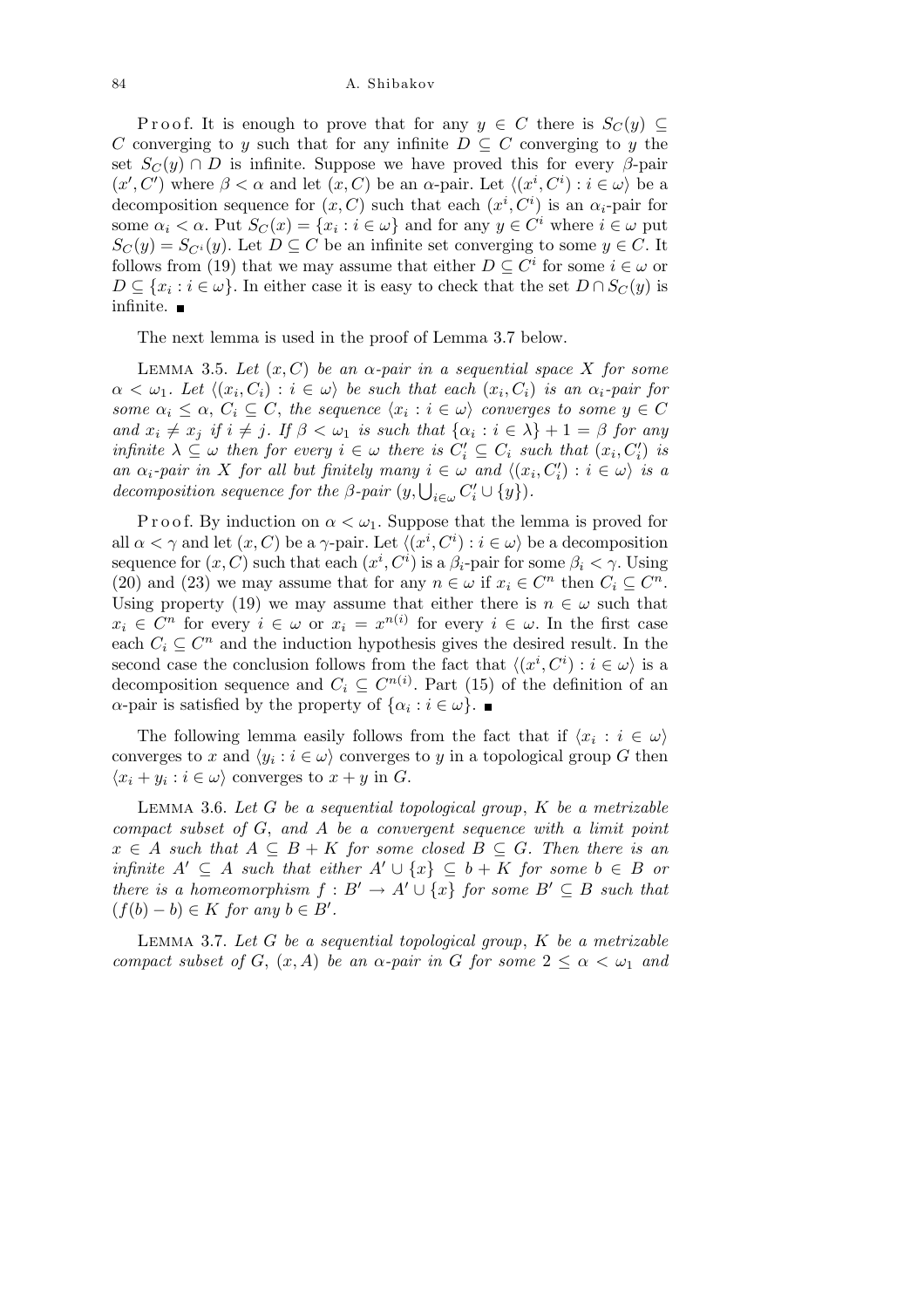Proof. It is enough to prove that for any $y \in C$ there is $S_C(y) \subseteq C$ converging to $y$ such that for any infinite $D \subseteq C$ converging to $y$ the set $S_C(y) \cap D$ is infinite. Suppose we have proved this for every $\beta$-pair $(x', C')$ where $\beta < \alpha$ and let $(x, C)$ be an $\alpha$-pair. Let $\langle (x^i, C^i) : i \in \omega \rangle$ be a decomposition sequence for $(x, C)$ such that each $(x^i, C^i)$ is an $\alpha_i$-pair for some $\alpha_i < \alpha$. Put $S_C(x) = \{x_i : i \in \omega\}$ and for any $y \in C^i$ where $i \in \omega$ put $S_C(y) = S_{C^i}(y)$. Let $D \subseteq C$ be an infinite set converging to some $y \in C$. It follows from (19) that we may assume that either $D \subseteq C^i$ for some $i \in \omega$ or $D \subseteq \{x_i : i \in \omega\}$. In either case it is easy to check that the set $D \cap S_C(y)$ is infinite. ∎

The next lemma is used in the proof of Lemma 3.7 below.

Lemma 3.5. *Let $(x, C)$ be an $\alpha$-pair in a sequential space $X$ for some $\alpha < \omega_1$. Let $\langle (x_i, C_i) : i \in \omega \rangle$ be such that each $(x_i, C_i)$ is an $\alpha_i$-pair for some $\alpha_i \leq \alpha$, $C_i \subseteq C$, the sequence $\langle x_i : i \in \omega \rangle$ converges to some $y \in C$ and $x_i \neq x_j$ if $i \neq j$. If $\beta < \omega_1$ is such that $\{\alpha_i : i \in \lambda\} + 1 = \beta$ for any infinite $\lambda \subseteq \omega$ then for every $i \in \omega$ there is $C'_i \subseteq C_i$ such that $(x_i, C'_i)$ is an $\alpha_i$-pair in $X$ for all but finitely many $i \in \omega$ and $\langle (x_i, C'_i) : i \in \omega \rangle$ is a decomposition sequence for the $\beta$-pair $(y, \bigcup_{i \in \omega} C'_i \cup \{y\})$.*

Proof. By induction on $\alpha < \omega_1$. Suppose that the lemma is proved for all $\alpha < \gamma$ and let $(x, C)$ be a $\gamma$-pair. Let $\langle (x^i, C^i) : i \in \omega \rangle$ be a decomposition sequence for $(x, C)$ such that each $(x^i, C^i)$ is a $\beta_i$-pair for some $\beta_i < \gamma$. Using (20) and (23) we may assume that for any $n \in \omega$ if $x_i \in C^n$ then $C_i \subseteq C^n$. Using property (19) we may assume that either there is $n \in \omega$ such that $x_i \in C^n$ for every $i \in \omega$ or $x_i = x^{n(i)}$ for every $i \in \omega$. In the first case each $C_i \subseteq C^n$ and the induction hypothesis gives the desired result. In the second case the conclusion follows from the fact that $\langle (x^i, C^i) : i \in \omega \rangle$ is a decomposition sequence and $C_i \subseteq C^{n(i)}$. Part (15) of the definition of an $\alpha$-pair is satisfied by the property of $\{\alpha_i : i \in \omega\}$. ∎

The following lemma easily follows from the fact that if $\langle x_i : i \in \omega \rangle$ converges to $x$ and $\langle y_i : i \in \omega \rangle$ converges to $y$ in a topological group $G$ then $\langle x_i + y_i : i \in \omega \rangle$ converges to $x + y$ in $G$.

Lemma 3.6. *Let $G$ be a sequential topological group, $K$ be a metrizable compact subset of $G$, and $A$ be a convergent sequence with a limit point $x \in A$ such that $A \subseteq B + K$ for some closed $B \subseteq G$. Then there is an infinite $A' \subseteq A$ such that either $A' \cup \{x\} \subseteq b + K$ for some $b \in B$ or there is a homeomorphism $f : B' \to A' \cup \{x\}$ for some $B' \subseteq B$ such that $(f(b) - b) \in K$ for any $b \in B'$.*

Lemma 3.7. *Let $G$ be a sequential topological group, $K$ be a metrizable compact subset of $G$, $(x, A)$ be an $\alpha$-pair in $G$ for some $2 \leq \alpha < \omega_1$ and*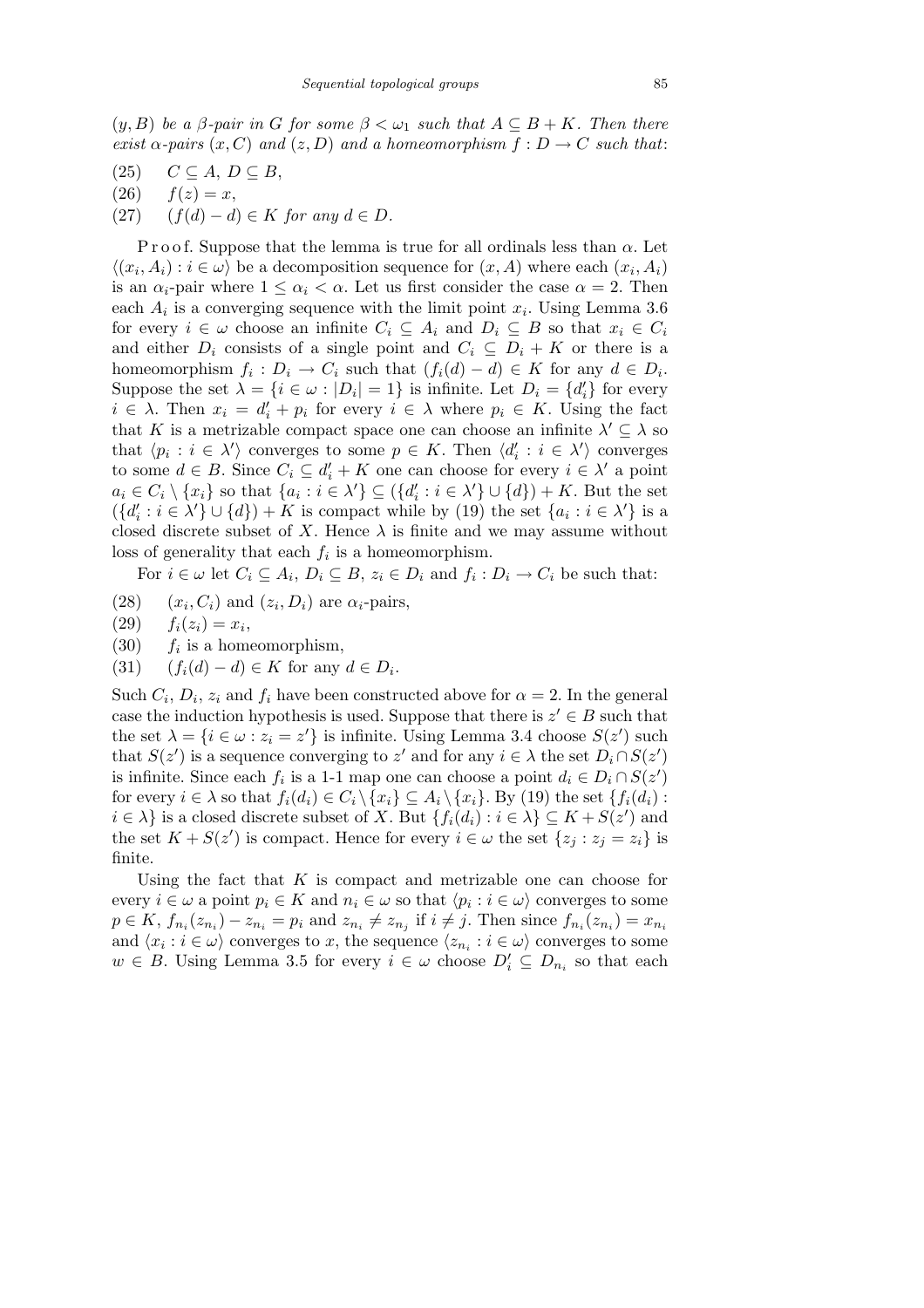*$(y, B)$ be a $\beta$-pair in $G$ for some $\beta < \omega_1$ such that $A \subseteq B + K$. Then there exist $\alpha$-pairs $(x, C)$ and $(z, D)$ and a homeomorphism $f : D \to C$ such that*:

(25) $\quad C \subseteq A,\ D \subseteq B,$

(26) $\quad f(z) = x,$

(27) $\quad (f(d) - d) \in K$ *for any* $d \in D$.

P r o o f. Suppose that the lemma is true for all ordinals less than $\alpha$. Let $\langle (x_i, A_i) : i \in \omega \rangle$ be a decomposition sequence for $(x, A)$ where each $(x_i, A_i)$ is an $\alpha_i$-pair where $1 \le \alpha_i < \alpha$. Let us first consider the case $\alpha = 2$. Then each $A_i$ is a converging sequence with the limit point $x_i$. Using Lemma 3.6 for every $i \in \omega$ choose an infinite $C_i \subseteq A_i$ and $D_i \subseteq B$ so that $x_i \in C_i$ and either $D_i$ consists of a single point and $C_i \subseteq D_i + K$ or there is a homeomorphism $f_i : D_i \to C_i$ such that $(f_i(d) - d) \in K$ for any $d \in D_i$. Suppose the set $\lambda = \{i \in \omega : |D_i| = 1\}$ is infinite. Let $D_i = \{d'_i\}$ for every $i \in \lambda$. Then $x_i = d'_i + p_i$ for every $i \in \lambda$ where $p_i \in K$. Using the fact that $K$ is a metrizable compact space one can choose an infinite $\lambda' \subseteq \lambda$ so that $\langle p_i : i \in \lambda' \rangle$ converges to some $p \in K$. Then $\langle d'_i : i \in \lambda' \rangle$ converges to some $d \in B$. Since $C_i \subseteq d'_i + K$ one can choose for every $i \in \lambda'$ a point $a_i \in C_i \setminus \{x_i\}$ so that $\{a_i : i \in \lambda'\} \subseteq (\{d'_i : i \in \lambda'\} \cup \{d\}) + K$. But the set $(\{d'_i : i \in \lambda'\} \cup \{d\}) + K$ is compact while by (19) the set $\{a_i : i \in \lambda'\}$ is a closed discrete subset of $X$. Hence $\lambda$ is finite and we may assume without loss of generality that each $f_i$ is a homeomorphism.

For $i \in \omega$ let $C_i \subseteq A_i$, $D_i \subseteq B$, $z_i \in D_i$ and $f_i : D_i \to C_i$ be such that:

(28) $\quad (x_i, C_i)$ and $(z_i, D_i)$ are $\alpha_i$-pairs,

(29) $\quad f_i(z_i) = x_i,$

(30) $\quad f_i$ is a homeomorphism,

(31) $\quad (f_i(d) - d) \in K$ for any $d \in D_i$.

Such $C_i$, $D_i$, $z_i$ and $f_i$ have been constructed above for $\alpha = 2$. In the general case the induction hypothesis is used. Suppose that there is $z' \in B$ such that the set $\lambda = \{i \in \omega : z_i = z'\}$ is infinite. Using Lemma 3.4 choose $S(z')$ such that $S(z')$ is a sequence converging to $z'$ and for any $i \in \lambda$ the set $D_i \cap S(z')$ is infinite. Since each $f_i$ is a 1-1 map one can choose a point $d_i \in D_i \cap S(z')$ for every $i \in \lambda$ so that $f_i(d_i) \in C_i \setminus \{x_i\} \subseteq A_i \setminus \{x_i\}$. By (19) the set $\{f_i(d_i) : i \in \lambda\}$ is a closed discrete subset of $X$. But $\{f_i(d_i) : i \in \lambda\} \subseteq K + S(z')$ and the set $K + S(z')$ is compact. Hence for every $i \in \omega$ the set $\{z_j : z_j = z_i\}$ is finite.

Using the fact that $K$ is compact and metrizable one can choose for every $i \in \omega$ a point $p_i \in K$ and $n_i \in \omega$ so that $\langle p_i : i \in \omega \rangle$ converges to some $p \in K$, $f_{n_i}(z_{n_i}) - z_{n_i} = p_i$ and $z_{n_i} \ne z_{n_j}$ if $i \ne j$. Then since $f_{n_i}(z_{n_i}) = x_{n_i}$ and $\langle x_i : i \in \omega \rangle$ converges to $x$, the sequence $\langle z_{n_i} : i \in \omega \rangle$ converges to some $w \in B$. Using Lemma 3.5 for every $i \in \omega$ choose $D'_i \subseteq D_{n_i}$ so that each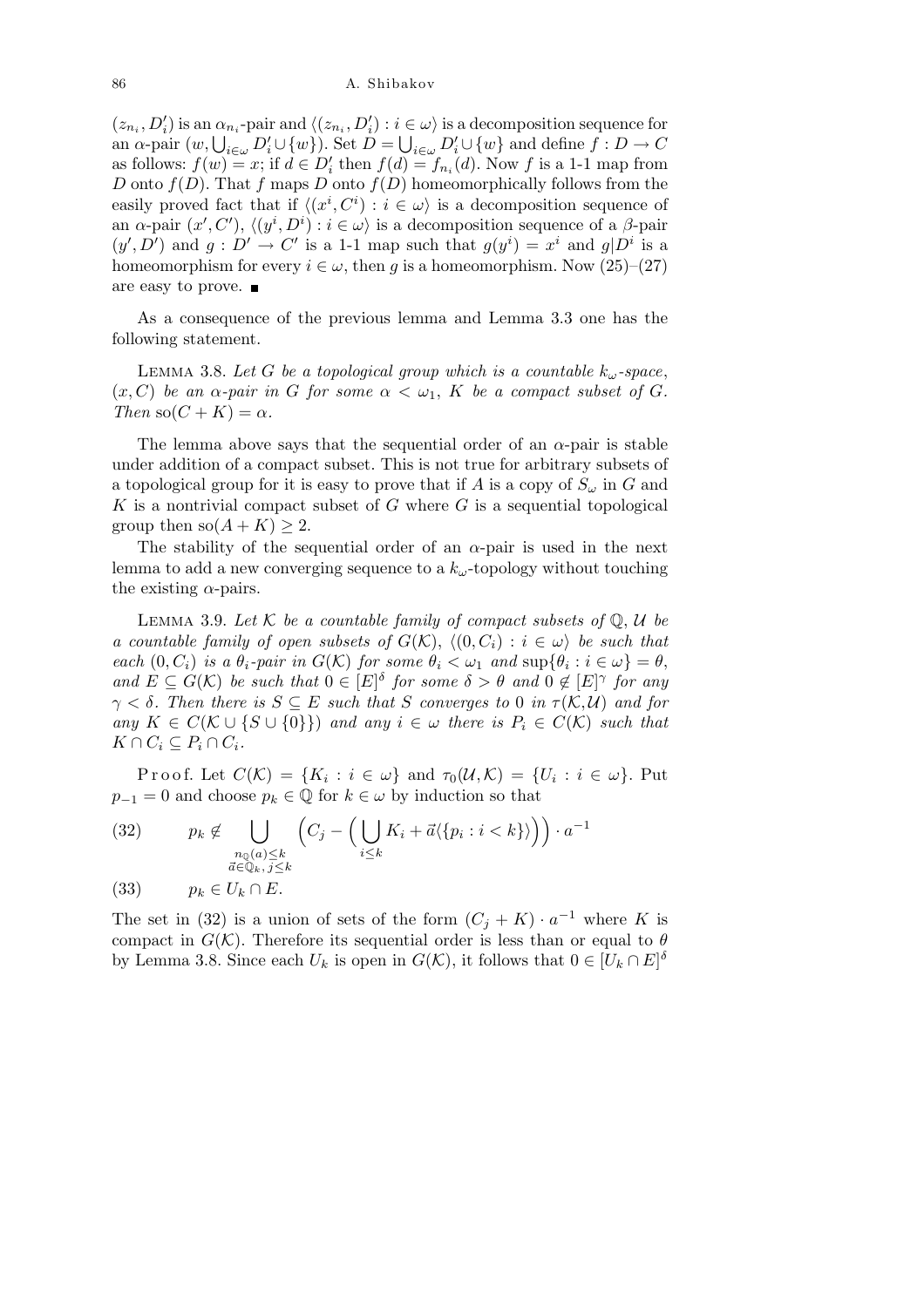$(z_{n_i}, D'_i)$ is an $\alpha_{n_i}$-pair and $\langle (z_{n_i}, D'_i) : i \in \omega\rangle$ is a decomposition sequence for an $\alpha$-pair $(w, \bigcup_{i\in\omega} D'_i \cup \{w\})$. Set $D = \bigcup_{i\in\omega} D'_i \cup \{w\}$ and define $f : D \to C$ as follows: $f(w) = x$; if $d \in D'_i$ then $f(d) = f_{n_i}(d)$. Now $f$ is a 1-1 map from $D$ onto $f(D)$. That $f$ maps $D$ onto $f(D)$ homeomorphically follows from the easily proved fact that if $\langle (x^i, C^i) : i \in \omega\rangle$ is a decomposition sequence of an $\alpha$-pair $(x', C')$, $\langle (y^i, D^i) : i \in \omega\rangle$ is a decomposition sequence of a $\beta$-pair $(y', D')$ and $g : D' \to C'$ is a 1-1 map such that $g(y^i) = x^i$ and $g|D^i$ is a homeomorphism for every $i \in \omega$, then $g$ is a homeomorphism. Now (25)–(27) are easy to prove. ■

As a consequence of the previous lemma and Lemma 3.3 one has the following statement.

Lemma 3.8. *Let $G$ be a topological group which is a countable $k_\omega$-space, $(x, C)$ be an $\alpha$-pair in $G$ for some $\alpha < \omega_1$, $K$ be a compact subset of $G$. Then* $\mathrm{so}(C + K) = \alpha$.

The lemma above says that the sequential order of an $\alpha$-pair is stable under addition of a compact subset. This is not true for arbitrary subsets of a topological group for it is easy to prove that if $A$ is a copy of $S_\omega$ in $G$ and $K$ is a nontrivial compact subset of $G$ where $G$ is a sequential topological group then $\mathrm{so}(A + K) \geq 2$.

The stability of the sequential order of an $\alpha$-pair is used in the next lemma to add a new converging sequence to a $k_\omega$-topology without touching the existing $\alpha$-pairs.

Lemma 3.9. *Let $\mathcal{K}$ be a countable family of compact subsets of $\mathbb{Q}$, $\mathcal{U}$ be a countable family of open subsets of $G(\mathcal{K})$, $\langle (0, C_i) : i \in \omega\rangle$ be such that each $(0, C_i)$ is a $\theta_i$-pair in $G(\mathcal{K})$ for some $\theta_i < \omega_1$ and $\sup\{\theta_i : i \in \omega\} = \theta$, and $E \subseteq G(\mathcal{K})$ be such that $0 \in [E]^\delta$ for some $\delta > \theta$ and $0 \notin [E]^\gamma$ for any $\gamma < \delta$. Then there is $S \subseteq E$ such that $S$ converges to $0$ in $\tau(\mathcal{K}, \mathcal{U})$ and for any $K \in C(\mathcal{K} \cup \{S \cup \{0\}\})$ and any $i \in \omega$ there is $P_i \in C(\mathcal{K})$ such that $K \cap C_i \subseteq P_i \cap C_i$.*

Proof. Let $C(\mathcal{K}) = \{K_i : i \in \omega\}$ and $\tau_0(\mathcal{U}, \mathcal{K}) = \{U_i : i \in \omega\}$. Put $p_{-1} = 0$ and choose $p_k \in \mathbb{Q}$ for $k \in \omega$ by induction so that

$$p_k \notin \bigcup_{\substack{n_{\mathbb{Q}}(a) \leq k \\ \vec{a} \in \mathbb{Q}_k,\, j \leq k}} \Big(C_j - \Big(\bigcup_{i\leq k} K_i + \vec{a}\langle\{p_i : i < k\}\rangle\Big)\Big) \cdot a^{-1} \tag{32}$$

$$p_k \in U_k \cap E. \tag{33}$$

The set in (32) is a union of sets of the form $(C_j + K) \cdot a^{-1}$ where $K$ is compact in $G(\mathcal{K})$. Therefore its sequential order is less than or equal to $\theta$ by Lemma 3.8. Since each $U_k$ is open in $G(\mathcal{K})$, it follows that $0 \in [U_k \cap E]^\delta$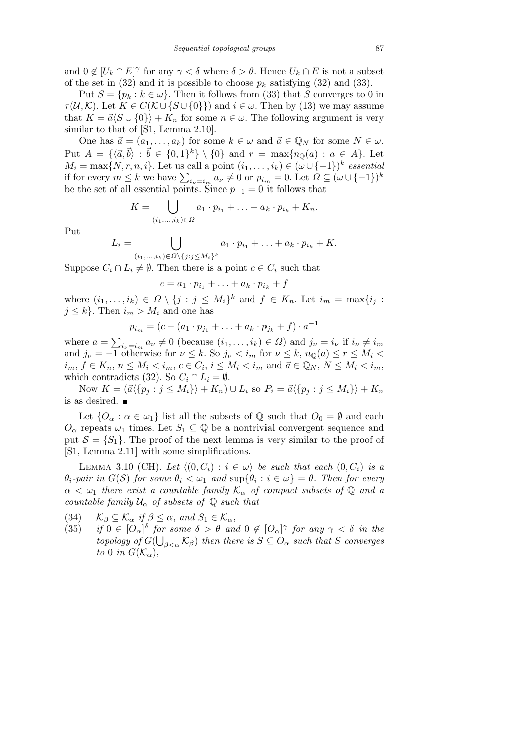and $0 \notin [U_k \cap E]^\gamma$ for any $\gamma < \delta$ where $\delta > \theta$. Hence $U_k \cap E$ is not a subset of the set in (32) and it is possible to choose $p_k$ satisfying (32) and (33).

Put $S = \{p_k : k \in \omega\}$. Then it follows from (33) that $S$ converges to 0 in $\tau(\mathcal{U}, \mathcal{K})$. Let $K \in C(\mathcal{K} \cup \{S \cup \{0\}\})$ and $i \in \omega$. Then by (13) we may assume that $K = \vec{a}\langle S \cup \{0\}\rangle + K_n$ for some $n \in \omega$. The following argument is very similar to that of [S1, Lemma 2.10].

One has $\vec{a} = (a_1, \ldots, a_k)$ for some $k \in \omega$ and $\vec{a} \in \mathbb{Q}_N$ for some $N \in \omega$. Put $A = \{\langle \vec{a}, \vec{b}\rangle : \vec{b} \in \{0,1\}^k\} \setminus \{0\}$ and $r = \max\{n_{\mathbb{Q}}(a) : a \in A\}$. Let $M_i = \max\{N, r, n, i\}$. Let us call a point $(i_1, \ldots, i_k) \in (\omega \cup \{-1\})^k$ *essential* if for every $m \le k$ we have $\sum_{i_\nu = i_m} a_\nu \neq 0$ or $p_{i_m} = 0$. Let $\Omega \subseteq (\omega \cup \{-1\})^k$ be the set of all essential points. Since $p_{-1} = 0$ it follows that

$$K = \bigcup_{(i_1, \ldots, i_k) \in \Omega} a_1 \cdot p_{i_1} + \ldots + a_k \cdot p_{i_k} + K_n.$$

Put

$$L_i = \bigcup_{(i_1, \ldots, i_k) \in \Omega \setminus \{j : j \le M_i\}^k} a_1 \cdot p_{i_1} + \ldots + a_k \cdot p_{i_k} + K.$$

Suppose $C_i \cap L_i \neq \emptyset$. Then there is a point $c \in C_i$ such that

$$c = a_1 \cdot p_{i_1} + \ldots + a_k \cdot p_{i_k} + f$$

where $(i_1, \ldots, i_k) \in \Omega \setminus \{j : j \le M_i\}^k$ and $f \in K_n$. Let $i_m = \max\{i_j : j \le k\}$. Then $i_m > M_i$ and one has

$$p_{i_m} = (c - (a_1 \cdot p_{j_1} + \ldots + a_k \cdot p_{j_k} + f) \cdot a^{-1}$$

where $a = \sum_{i_\nu = i_m} a_\nu \neq 0$ (because $(i_1, \ldots, i_k) \in \Omega$) and $j_\nu = i_\nu$ if $i_\nu \neq i_m$ and $j_\nu = -1$ otherwise for $\nu \le k$. So $j_\nu < i_m$ for $\nu \le k$, $n_{\mathbb{Q}}(a) \le r \le M_i < i_m$, $f \in K_n$, $n \le M_i < i_m$, $c \in C_i$, $i \le M_i < i_m$ and $\vec{a} \in \mathbb{Q}_N$, $N \le M_i < i_m$, which contradicts (32). So $C_i \cap L_i = \emptyset$.

Now $K = (\vec{a}\langle\{p_j : j \le M_i\}\rangle + K_n) \cup L_i$ so $P_i = \vec{a}\langle\{p_j : j \le M_i\}\rangle + K_n$ is as desired. ∎

Let $\{O_\alpha : \alpha \in \omega_1\}$ list all the subsets of $\mathbb{Q}$ such that $O_0 = \emptyset$ and each $O_\alpha$ repeats $\omega_1$ times. Let $S_1 \subseteq \mathbb{Q}$ be a nontrivial convergent sequence and put $\mathcal{S} = \{S_1\}$. The proof of the next lemma is very similar to the proof of [S1, Lemma 2.11] with some simplifications.

Lemma 3.10 (CH). *Let $\langle (0, C_i) : i \in \omega\rangle$ be such that each $(0, C_i)$ is a $\theta_i$-pair in $G(\mathcal{S})$ for some $\theta_i < \omega_1$ and $\sup\{\theta_i : i \in \omega\} = \theta$. Then for every $\alpha < \omega_1$ there exist a countable family $\mathcal{K}_\alpha$ of compact subsets of $\mathbb{Q}$ and a countable family $\mathcal{U}_\alpha$ of subsets of $\mathbb{Q}$ such that*

(34) $\mathcal{K}_\beta \subseteq \mathcal{K}_\alpha$ *if* $\beta \le \alpha$, *and* $S_1 \in \mathcal{K}_\alpha$,

(35) *if $0 \in [O_\alpha]^\delta$ for some $\delta > \theta$ and $0 \notin [O_\alpha]^\gamma$ for any $\gamma < \delta$ in the topology of $G(\bigcup_{\beta<\alpha} \mathcal{K}_\beta)$ then there is $S \subseteq O_\alpha$ such that $S$ converges to $0$ in $G(\mathcal{K}_\alpha)$,*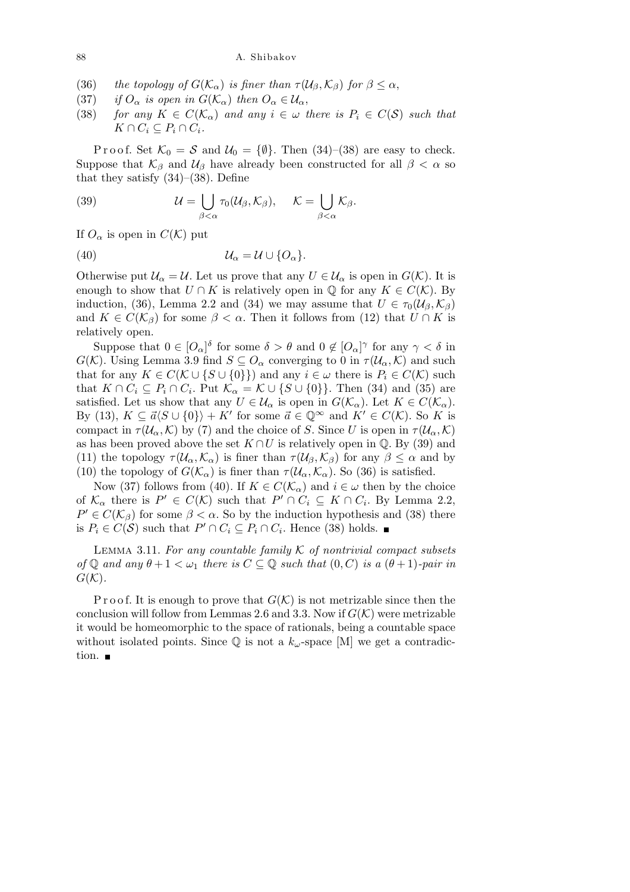(36) *the topology of $G(\mathcal{K}_\alpha)$ is finer than $\tau(\mathcal{U}_\beta, \mathcal{K}_\beta)$ for $\beta \le \alpha$,*

(37) *if $O_\alpha$ is open in $G(\mathcal{K}_\alpha)$ then $O_\alpha \in \mathcal{U}_\alpha$,*

(38) *for any $K \in C(\mathcal{K}_\alpha)$ and any $i \in \omega$ there is $P_i \in C(\mathcal{S})$ such that $K \cap C_i \subseteq P_i \cap C_i$.*

Proof. Set $\mathcal{K}_0 = \mathcal{S}$ and $\mathcal{U}_0 = \{\emptyset\}$. Then (34)–(38) are easy to check. Suppose that $\mathcal{K}_\beta$ and $\mathcal{U}_\beta$ have already been constructed for all $\beta < \alpha$ so that they satisfy (34)–(38). Define

$$\mathcal{U} = \bigcup_{\beta<\alpha} \tau_0(\mathcal{U}_\beta, \mathcal{K}_\beta), \quad \mathcal{K} = \bigcup_{\beta<\alpha} \mathcal{K}_\beta. \tag{39}$$

If $O_\alpha$ is open in $C(\mathcal{K})$ put

$$\mathcal{U}_\alpha = \mathcal{U} \cup \{O_\alpha\}. \tag{40}$$

Otherwise put $\mathcal{U}_\alpha = \mathcal{U}$. Let us prove that any $U \in \mathcal{U}_\alpha$ is open in $G(\mathcal{K})$. It is enough to show that $U \cap K$ is relatively open in $\mathbb{Q}$ for any $K \in C(\mathcal{K})$. By induction, (36), Lemma 2.2 and (34) we may assume that $U \in \tau_0(\mathcal{U}_\beta, \mathcal{K}_\beta)$ and $K \in C(\mathcal{K}_\beta)$ for some $\beta < \alpha$. Then it follows from (12) that $U \cap K$ is relatively open.

Suppose that $0 \in [O_\alpha]^\delta$ for some $\delta > \theta$ and $0 \notin [O_\alpha]^\gamma$ for any $\gamma < \delta$ in $G(\mathcal{K})$. Using Lemma 3.9 find $S \subseteq O_\alpha$ converging to 0 in $\tau(\mathcal{U}_\alpha, \mathcal{K})$ and such that for any $K \in C(\mathcal{K} \cup \{S \cup \{0\}\})$ and any $i \in \omega$ there is $P_i \in C(\mathcal{K})$ such that $K \cap C_i \subseteq P_i \cap C_i$. Put $\mathcal{K}_\alpha = \mathcal{K} \cup \{S \cup \{0\}\}$. Then (34) and (35) are satisfied. Let us show that any $U \in \mathcal{U}_\alpha$ is open in $G(\mathcal{K}_\alpha)$. Let $K \in C(\mathcal{K}_\alpha)$. By (13), $K \subseteq \vec{a}\langle S \cup \{0\}\rangle + K'$ for some $\vec{a} \in \mathbb{Q}^\infty$ and $K' \in C(\mathcal{K})$. So $K$ is compact in $\tau(\mathcal{U}_\alpha, \mathcal{K})$ by (7) and the choice of $S$. Since $U$ is open in $\tau(\mathcal{U}_\alpha, \mathcal{K})$ as has been proved above the set $K \cap U$ is relatively open in $\mathbb{Q}$. By (39) and (11) the topology $\tau(\mathcal{U}_\alpha, \mathcal{K}_\alpha)$ is finer than $\tau(\mathcal{U}_\beta, \mathcal{K}_\beta)$ for any $\beta \le \alpha$ and by (10) the topology of $G(\mathcal{K}_\alpha)$ is finer than $\tau(\mathcal{U}_\alpha, \mathcal{K}_\alpha)$. So (36) is satisfied.

Now (37) follows from (40). If $K \in C(\mathcal{K}_\alpha)$ and $i \in \omega$ then by the choice of $\mathcal{K}_\alpha$ there is $P' \in C(\mathcal{K})$ such that $P' \cap C_i \subseteq K \cap C_i$. By Lemma 2.2, $P' \in C(\mathcal{K}_\beta)$ for some $\beta < \alpha$. So by the induction hypothesis and (38) there is $P_i \in C(\mathcal{S})$ such that $P' \cap C_i \subseteq P_i \cap C_i$. Hence (38) holds. ∎

Lemma 3.11. *For any countable family $\mathcal{K}$ of nontrivial compact subsets of $\mathbb{Q}$ and any $\theta + 1 < \omega_1$ there is $C \subseteq \mathbb{Q}$ such that $(0, C)$ is a $(\theta+1)$-pair in $G(\mathcal{K})$.*

Proof. It is enough to prove that $G(\mathcal{K})$ is not metrizable since then the conclusion will follow from Lemmas 2.6 and 3.3. Now if $G(\mathcal{K})$ were metrizable it would be homeomorphic to the space of rationals, being a countable space without isolated points. Since $\mathbb{Q}$ is not a $k_\omega$-space [M] we get a contradiction. ∎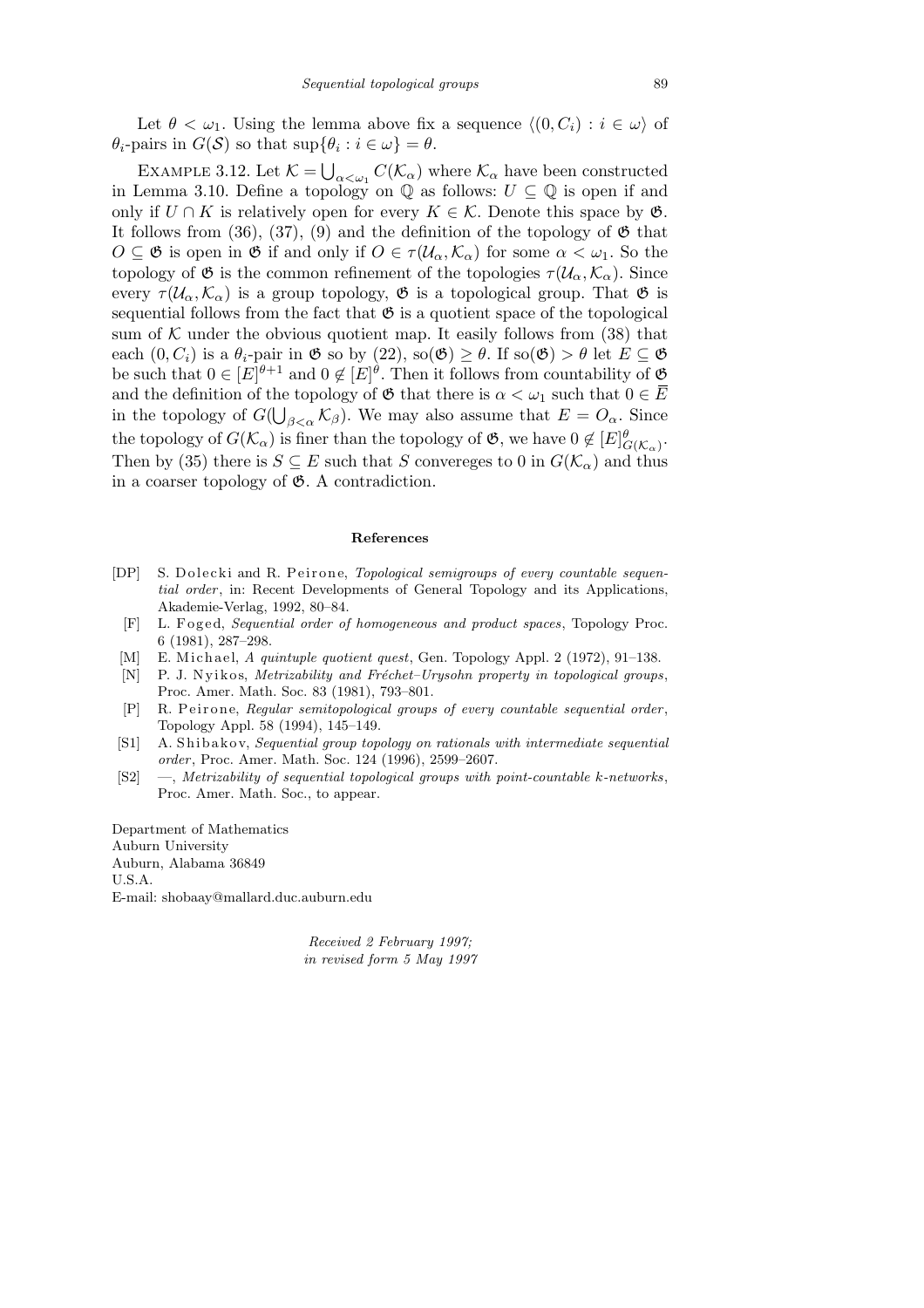Let $\theta < \omega_1$. Using the lemma above fix a sequence $\langle (0, C_i) : i \in \omega \rangle$ of $\theta_i$-pairs in $G(\mathcal{S})$ so that $\sup\{\theta_i : i \in \omega\} = \theta$.

Example 3.12. Let $\mathcal{K} = \bigcup_{\alpha < \omega_1} C(\mathcal{K}_\alpha)$ where $\mathcal{K}_\alpha$ have been constructed in Lemma 3.10. Define a topology on $\mathbb{Q}$ as follows: $U \subseteq \mathbb{Q}$ is open if and only if $U \cap K$ is relatively open for every $K \in \mathcal{K}$. Denote this space by $\mathfrak{G}$. It follows from (36), (37), (9) and the definition of the topology of $\mathfrak{G}$ that $O \subseteq \mathfrak{G}$ is open in $\mathfrak{G}$ if and only if $O \in \tau(\mathcal{U}_\alpha, \mathcal{K}_\alpha)$ for some $\alpha < \omega_1$. So the topology of $\mathfrak{G}$ is the common refinement of the topologies $\tau(\mathcal{U}_\alpha, \mathcal{K}_\alpha)$. Since every $\tau(\mathcal{U}_\alpha, \mathcal{K}_\alpha)$ is a group topology, $\mathfrak{G}$ is a topological group. That $\mathfrak{G}$ is sequential follows from the fact that $\mathfrak{G}$ is a quotient space of the topological sum of $\mathcal{K}$ under the obvious quotient map. It easily follows from (38) that each $(0, C_i)$ is a $\theta_i$-pair in $\mathfrak{G}$ so by (22), $\mathrm{so}(\mathfrak{G}) \geq \theta$. If $\mathrm{so}(\mathfrak{G}) > \theta$ let $E \subseteq \mathfrak{G}$ be such that $0 \in [E]^{\theta+1}$ and $0 \notin [E]^{\theta}$. Then it follows from countability of $\mathfrak{G}$ and the definition of the topology of $\mathfrak{G}$ that there is $\alpha < \omega_1$ such that $0 \in \overline{E}$ in the topology of $G(\bigcup_{\beta<\alpha} \mathcal{K}_\beta)$. We may also assume that $E = O_\alpha$. Since the topology of $G(\mathcal{K}_\alpha)$ is finer than the topology of $\mathfrak{G}$, we have $0 \notin [E]^{\theta}_{G(\mathcal{K}_\alpha)}$. Then by (35) there is $S \subseteq E$ such that $S$ convereges to 0 in $G(\mathcal{K}_\alpha)$ and thus in a coarser topology of $\mathfrak{G}$. A contradiction.

## References

- [DP] S. Dolecki and R. Peirone, *Topological semigroups of every countable sequential order*, in: Recent Developments of General Topology and its Applications, Akademie-Verlag, 1992, 80–84.
- [F] L. Foged, *Sequential order of homogeneous and product spaces*, Topology Proc. 6 (1981), 287–298.
- [M] E. Michael, *A quintuple quotient quest*, Gen. Topology Appl. 2 (1972), 91–138.
- [N] P. J. Nyikos, *Metrizability and Fréchet–Urysohn property in topological groups*, Proc. Amer. Math. Soc. 83 (1981), 793–801.
- [P] R. Peirone, *Regular semitopological groups of every countable sequential order*, Topology Appl. 58 (1994), 145–149.
- [S1] A. Shibakov, *Sequential group topology on rationals with intermediate sequential order*, Proc. Amer. Math. Soc. 124 (1996), 2599–2607.
- [S2] —, *Metrizability of sequential topological groups with point-countable k-networks*, Proc. Amer. Math. Soc., to appear.

Department of Mathematics
Auburn University
Auburn, Alabama 36849
U.S.A.
E-mail: shobaay@mallard.duc.auburn.edu

*Received 2 February 1997;*
*in revised form 5 May 1997*